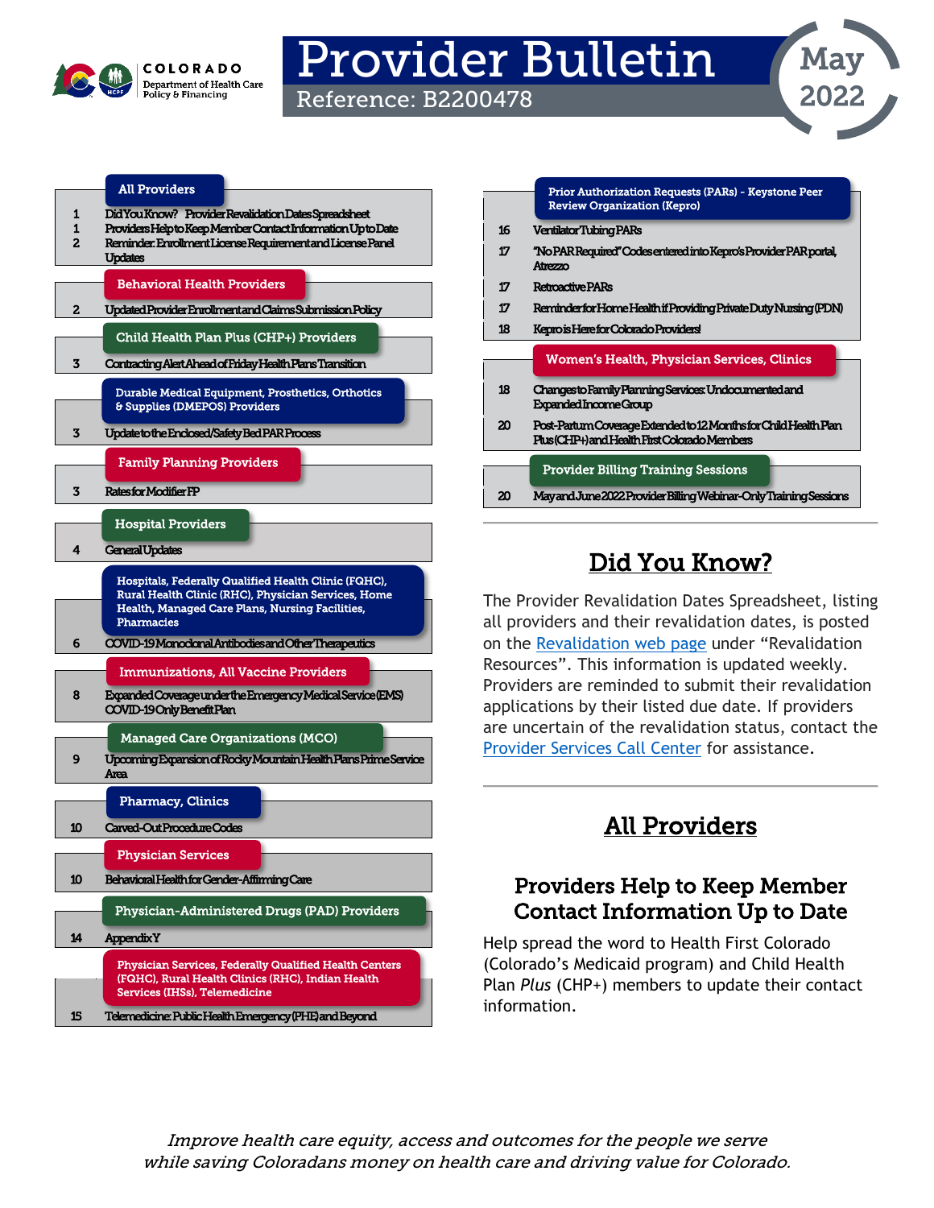COLORADO Department of Health Care Policy & Financing

# Provider Bulletin

Reference: B2200478

May 2022

**All Providers**

1 Did You Know? Provider Revalidation Dates Spreadsheet
1 Providers Help to Keep Member Contact Information Up to Date
2 Reminder: Enrollment License Requirement and License Panel Updates

**Behavioral Health Providers**

2 Updated Provider Enrollment and Claims Submission Policy

**Child Health Plan Plus (CHP+) Providers**

3 Contracting Alert Ahead of Friday Health Plans Transition

**Durable Medical Equipment, Prosthetics, Orthotics & Supplies (DMEPOS) Providers**

3 Update to the Enclosed/Safety Bed PAR Process

**Family Planning Providers**

3 Rates for Modifier FP

**Hospital Providers**

4 General Updates

**Hospitals, Federally Qualified Health Clinic (FQHC), Rural Health Clinic (RHC), Physician Services, Home Health, Managed Care Plans, Nursing Facilities, Pharmacies**

6 COVID-19 Monoclonal Antibodies and Other Therapeutics

**Immunizations, All Vaccine Providers**

8 Expanded Coverage under the Emergency Medical Service (EMS) COVID-19 Only Benefit Plan

**Managed Care Organizations (MCO)**

9 Upcoming Expansion of Rocky Mountain Health Plans Prime Service Area

**Pharmacy, Clinics**

10 Carved-Out Procedure Codes

**Physician Services**

10 Behavioral Health for Gender-Affirming Care

**Physician-Administered Drugs (PAD) Providers**

14 Appendix Y

**Physician Services, Federally Qualified Health Centers (FQHC), Rural Health Clinics (RHC), Indian Health Services (IHSs), Telemedicine**

15 Telemedicine: Public Health Emergency (PHE) and Beyond

**Prior Authorization Requests (PARs) - Keystone Peer Review Organization (Kepro)**

16 Ventilator Tubing PARs
17 "No PAR Required" Codes entered into Kepro's Provider PAR portal, Atrezzo
17 Retroactive PARs
17 Reminder for Home Health if Providing Private Duty Nursing (PDN)
18 Kepro is Here for Colorado Providers!

**Women's Health, Physician Services, Clinics**

18 Changes to Family Planning Services: Undocumented and Expanded Income Group
20 Post-Partum Coverage Extended to 12 Months for Child Health Plan Plus (CHP+) and Health First Colorado Members

**Provider Billing Training Sessions**

20 May and June 2022 Provider Billing Webinar-Only Training Sessions

## Did You Know?

The Provider Revalidation Dates Spreadsheet, listing all providers and their revalidation dates, is posted on the Revalidation web page under "Revalidation Resources". This information is updated weekly. Providers are reminded to submit their revalidation applications by their listed due date. If providers are uncertain of the revalidation status, contact the Provider Services Call Center for assistance.

## All Providers

### Providers Help to Keep Member Contact Information Up to Date

Help spread the word to Health First Colorado (Colorado's Medicaid program) and Child Health Plan *Plus* (CHP+) members to update their contact information.

*Improve health care equity, access and outcomes for the people we serve while saving Coloradans money on health care and driving value for Colorado.*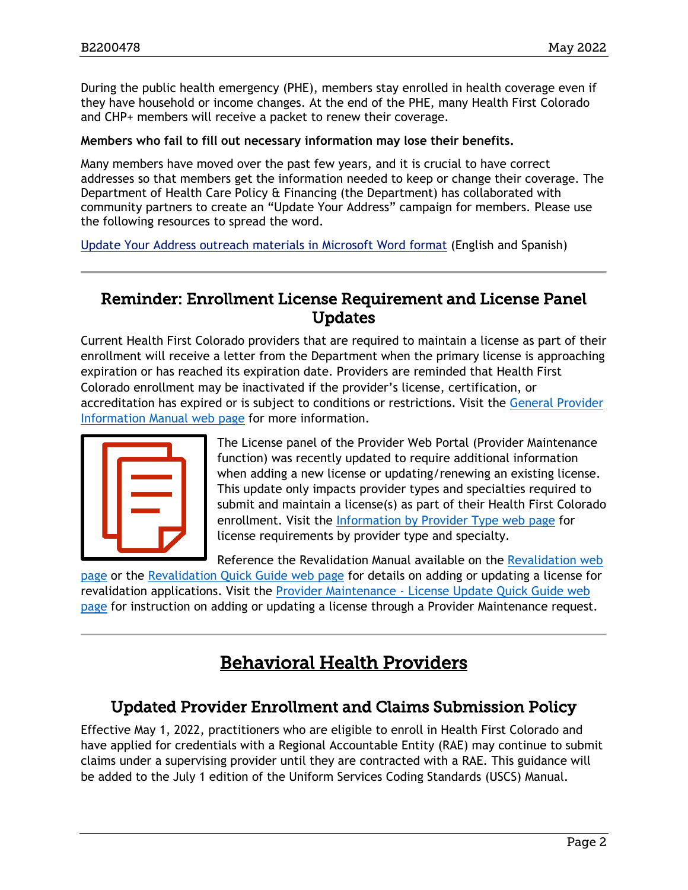During the public health emergency (PHE), members stay enrolled in health coverage even if they have household or income changes. At the end of the PHE, many Health First Colorado and CHP+ members will receive a packet to renew their coverage.

**Members who fail to fill out necessary information may lose their benefits.**

Many members have moved over the past few years, and it is crucial to have correct addresses so that members get the information needed to keep or change their coverage. The Department of Health Care Policy & Financing (the Department) has collaborated with community partners to create an "Update Your Address" campaign for members. Please use the following resources to spread the word.

Update Your Address outreach materials in Microsoft Word format (English and Spanish)

---

## Reminder: Enrollment License Requirement and License Panel Updates

Current Health First Colorado providers that are required to maintain a license as part of their enrollment will receive a letter from the Department when the primary license is approaching expiration or has reached its expiration date. Providers are reminded that Health First Colorado enrollment may be inactivated if the provider's license, certification, or accreditation has expired or is subject to conditions or restrictions. Visit the General Provider Information Manual web page for more information.

The License panel of the Provider Web Portal (Provider Maintenance function) was recently updated to require additional information when adding a new license or updating/renewing an existing license. This update only impacts provider types and specialties required to submit and maintain a license(s) as part of their Health First Colorado enrollment. Visit the Information by Provider Type web page for license requirements by provider type and specialty.

Reference the Revalidation Manual available on the Revalidation web page or the Revalidation Quick Guide web page for details on adding or updating a license for revalidation applications. Visit the Provider Maintenance - License Update Quick Guide web page for instruction on adding or updating a license through a Provider Maintenance request.

---

# Behavioral Health Providers

## Updated Provider Enrollment and Claims Submission Policy

Effective May 1, 2022, practitioners who are eligible to enroll in Health First Colorado and have applied for credentials with a Regional Accountable Entity (RAE) may continue to submit claims under a supervising provider until they are contracted with a RAE. This guidance will be added to the July 1 edition of the Uniform Services Coding Standards (USCS) Manual.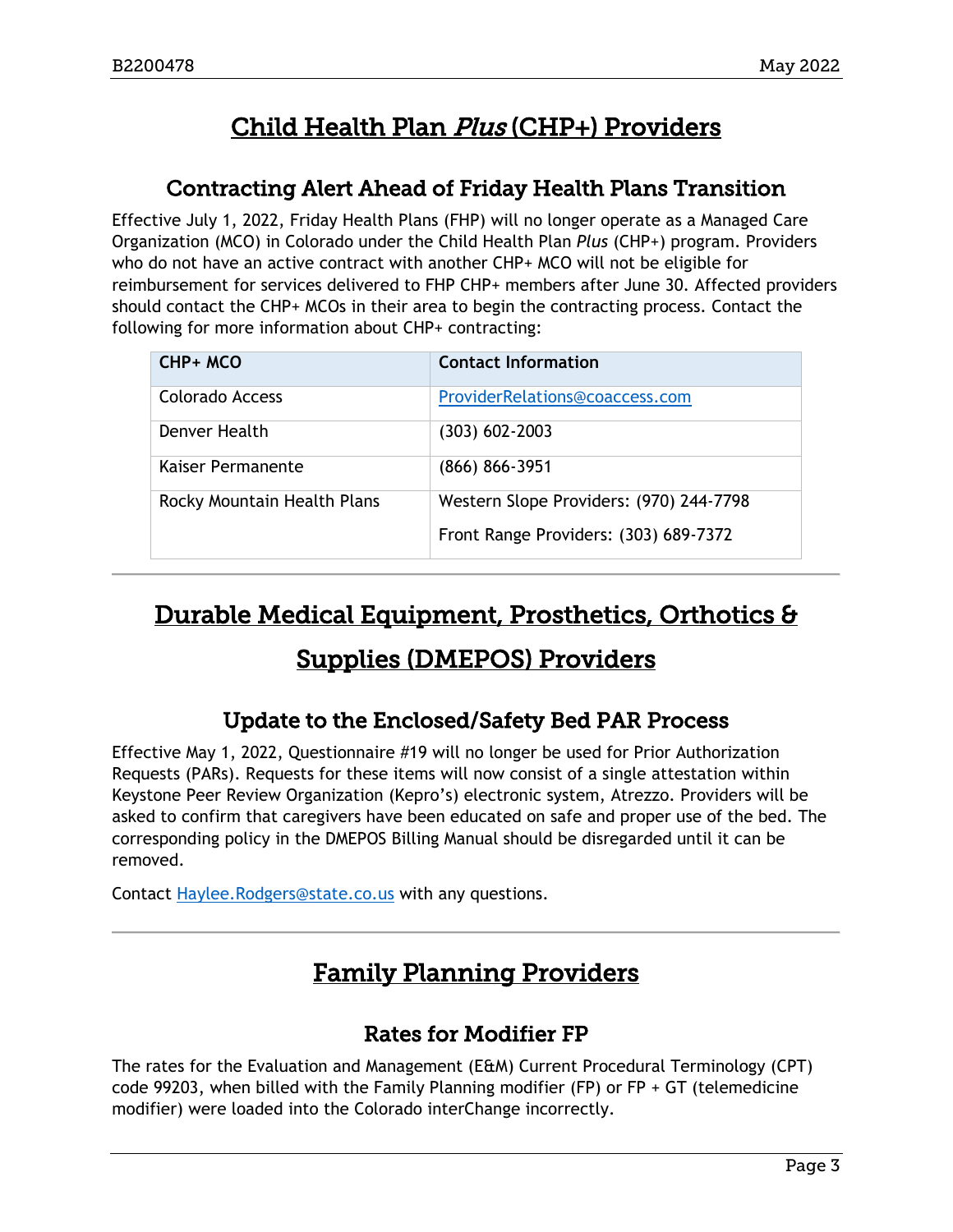# Child Health Plan *Plus* (CHP+) Providers

## Contracting Alert Ahead of Friday Health Plans Transition

Effective July 1, 2022, Friday Health Plans (FHP) will no longer operate as a Managed Care Organization (MCO) in Colorado under the Child Health Plan *Plus* (CHP+) program. Providers who do not have an active contract with another CHP+ MCO will not be eligible for reimbursement for services delivered to FHP CHP+ members after June 30. Affected providers should contact the CHP+ MCOs in their area to begin the contracting process. Contact the following for more information about CHP+ contracting:

| CHP+ MCO | Contact Information |
| --- | --- |
| Colorado Access | ProviderRelations@coaccess.com |
| Denver Health | (303) 602-2003 |
| Kaiser Permanente | (866) 866-3951 |
| Rocky Mountain Health Plans | Western Slope Providers: (970) 244-7798<br>Front Range Providers: (303) 689-7372 |

---

# Durable Medical Equipment, Prosthetics, Orthotics & Supplies (DMEPOS) Providers

## Update to the Enclosed/Safety Bed PAR Process

Effective May 1, 2022, Questionnaire #19 will no longer be used for Prior Authorization Requests (PARs). Requests for these items will now consist of a single attestation within Keystone Peer Review Organization (Kepro's) electronic system, Atrezzo. Providers will be asked to confirm that caregivers have been educated on safe and proper use of the bed. The corresponding policy in the DMEPOS Billing Manual should be disregarded until it can be removed.

Contact Haylee.Rodgers@state.co.us with any questions.

---

# Family Planning Providers

## Rates for Modifier FP

The rates for the Evaluation and Management (E&M) Current Procedural Terminology (CPT) code 99203, when billed with the Family Planning modifier (FP) or FP + GT (telemedicine modifier) were loaded into the Colorado interChange incorrectly.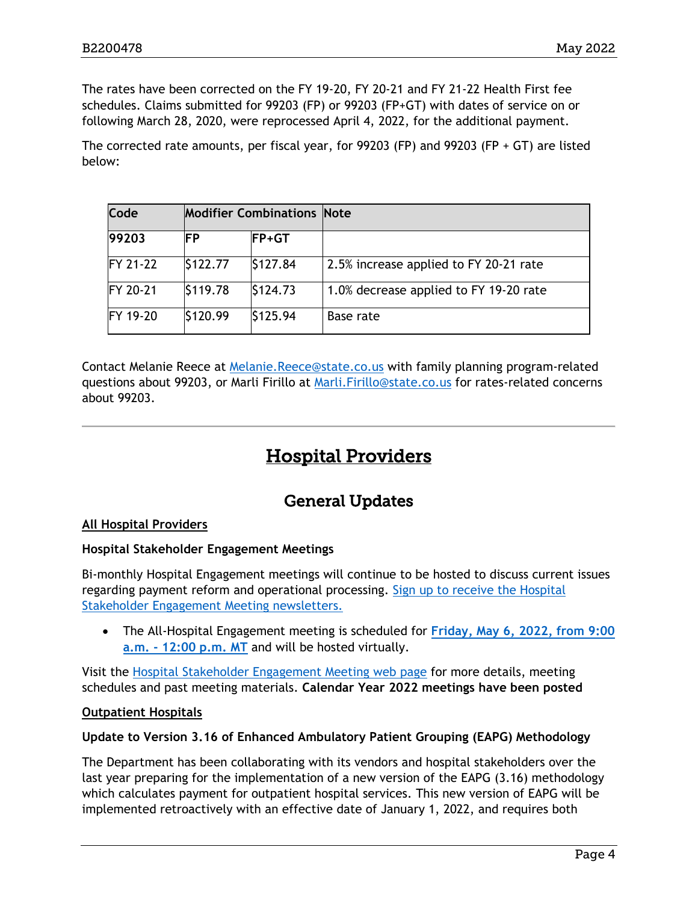The rates have been corrected on the FY 19-20, FY 20-21 and FY 21-22 Health First fee schedules. Claims submitted for 99203 (FP) or 99203 (FP+GT) with dates of service on or following March 28, 2020, were reprocessed April 4, 2022, for the additional payment.

The corrected rate amounts, per fiscal year, for 99203 (FP) and 99203 (FP + GT) are listed below:

| Code | Modifier Combinations | | Note |
|---|---|---|---|
| **99203** | **FP** | **FP+GT** | |
| FY 21-22 | $122.77 | $127.84 | 2.5% increase applied to FY 20-21 rate |
| FY 20-21 | $119.78 | $124.73 | 1.0% decrease applied to FY 19-20 rate |
| FY 19-20 | $120.99 | $125.94 | Base rate |

Contact Melanie Reece at Melanie.Reece@state.co.us with family planning program-related questions about 99203, or Marli Firillo at Marli.Firillo@state.co.us for rates-related concerns about 99203.

---

# Hospital Providers

## General Updates

**All Hospital Providers**

**Hospital Stakeholder Engagement Meetings**

Bi-monthly Hospital Engagement meetings will continue to be hosted to discuss current issues regarding payment reform and operational processing. Sign up to receive the Hospital Stakeholder Engagement Meeting newsletters.

- The All-Hospital Engagement meeting is scheduled for **Friday, May 6, 2022, from 9:00 a.m. - 12:00 p.m. MT** and will be hosted virtually.

Visit the Hospital Stakeholder Engagement Meeting web page for more details, meeting schedules and past meeting materials. **Calendar Year 2022 meetings have been posted**

**Outpatient Hospitals**

**Update to Version 3.16 of Enhanced Ambulatory Patient Grouping (EAPG) Methodology**

The Department has been collaborating with its vendors and hospital stakeholders over the last year preparing for the implementation of a new version of the EAPG (3.16) methodology which calculates payment for outpatient hospital services. This new version of EAPG will be implemented retroactively with an effective date of January 1, 2022, and requires both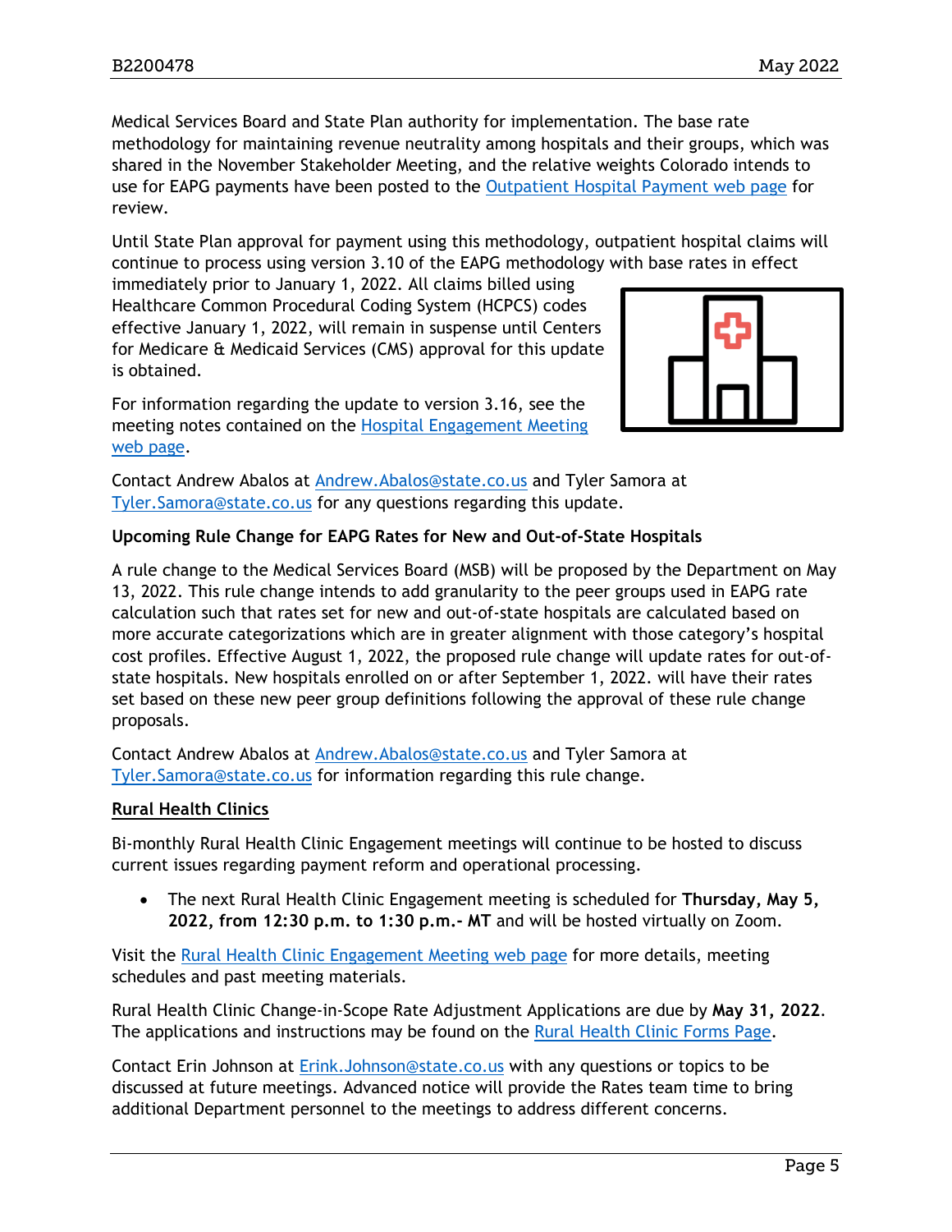Medical Services Board and State Plan authority for implementation. The base rate methodology for maintaining revenue neutrality among hospitals and their groups, which was shared in the November Stakeholder Meeting, and the relative weights Colorado intends to use for EAPG payments have been posted to the [Outpatient Hospital Payment web page](#) for review.

Until State Plan approval for payment using this methodology, outpatient hospital claims will continue to process using version 3.10 of the EAPG methodology with base rates in effect immediately prior to January 1, 2022. All claims billed using Healthcare Common Procedural Coding System (HCPCS) codes effective January 1, 2022, will remain in suspense until Centers for Medicare & Medicaid Services (CMS) approval for this update is obtained.

For information regarding the update to version 3.16, see the meeting notes contained on the [Hospital Engagement Meeting web page](#).

Contact Andrew Abalos at [Andrew.Abalos@state.co.us](mailto:Andrew.Abalos@state.co.us) and Tyler Samora at [Tyler.Samora@state.co.us](mailto:Tyler.Samora@state.co.us) for any questions regarding this update.

**Upcoming Rule Change for EAPG Rates for New and Out-of-State Hospitals**

A rule change to the Medical Services Board (MSB) will be proposed by the Department on May 13, 2022. This rule change intends to add granularity to the peer groups used in EAPG rate calculation such that rates set for new and out-of-state hospitals are calculated based on more accurate categorizations which are in greater alignment with those category's hospital cost profiles. Effective August 1, 2022, the proposed rule change will update rates for out-of-state hospitals. New hospitals enrolled on or after September 1, 2022. will have their rates set based on these new peer group definitions following the approval of these rule change proposals.

Contact Andrew Abalos at [Andrew.Abalos@state.co.us](mailto:Andrew.Abalos@state.co.us) and Tyler Samora at [Tyler.Samora@state.co.us](mailto:Tyler.Samora@state.co.us) for information regarding this rule change.

## Rural Health Clinics

Bi-monthly Rural Health Clinic Engagement meetings will continue to be hosted to discuss current issues regarding payment reform and operational processing.

- The next Rural Health Clinic Engagement meeting is scheduled for **Thursday, May 5, 2022, from 12:30 p.m. to 1:30 p.m.- MT** and will be hosted virtually on Zoom.

Visit the [Rural Health Clinic Engagement Meeting web page](#) for more details, meeting schedules and past meeting materials.

Rural Health Clinic Change-in-Scope Rate Adjustment Applications are due by **May 31, 2022**. The applications and instructions may be found on the [Rural Health Clinic Forms Page](#).

Contact Erin Johnson at [Erink.Johnson@state.co.us](mailto:Erink.Johnson@state.co.us) with any questions or topics to be discussed at future meetings. Advanced notice will provide the Rates team time to bring additional Department personnel to the meetings to address different concerns.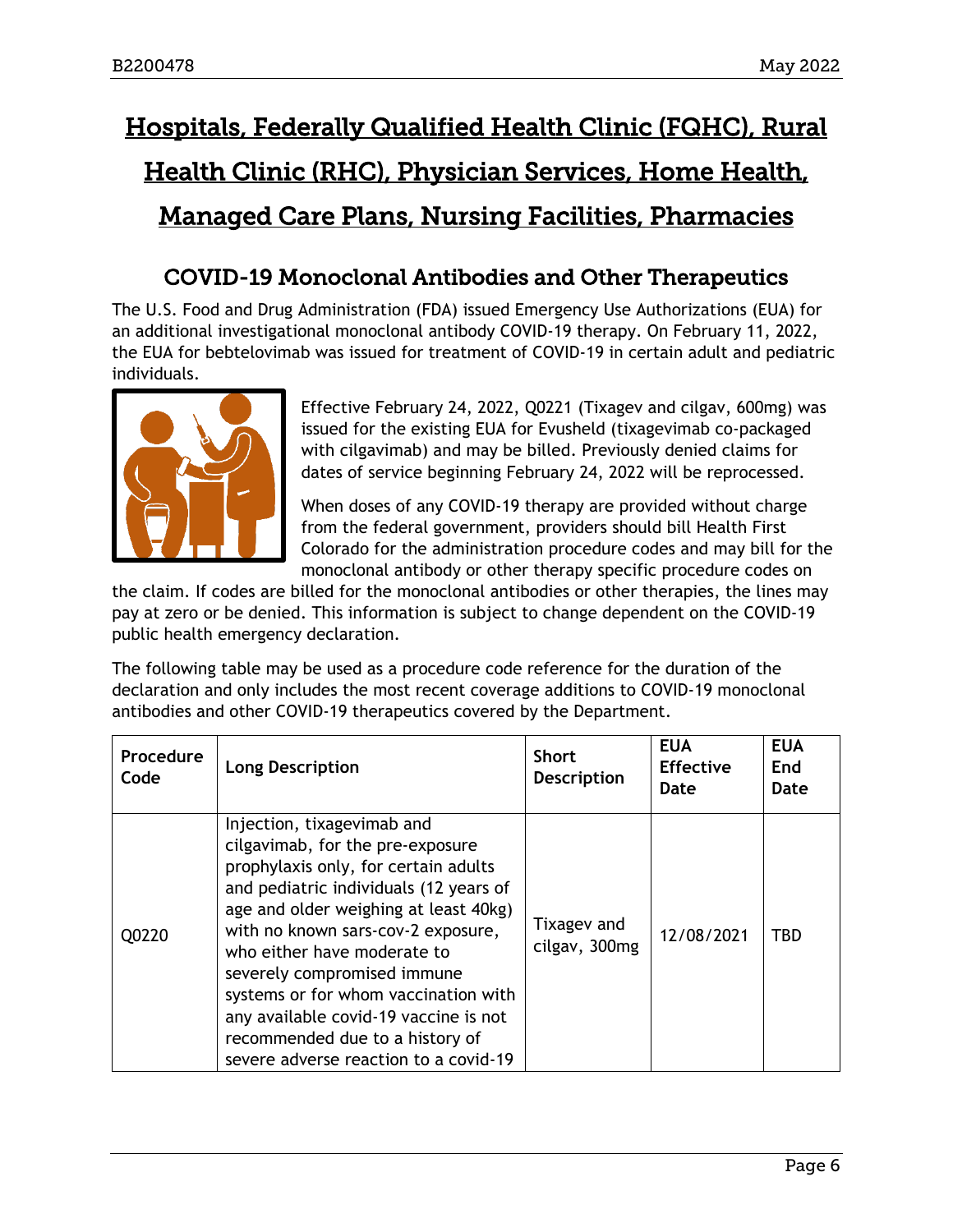# Hospitals, Federally Qualified Health Clinic (FQHC), Rural Health Clinic (RHC), Physician Services, Home Health, Managed Care Plans, Nursing Facilities, Pharmacies

## COVID-19 Monoclonal Antibodies and Other Therapeutics

The U.S. Food and Drug Administration (FDA) issued Emergency Use Authorizations (EUA) for an additional investigational monoclonal antibody COVID-19 therapy. On February 11, 2022, the EUA for bebtelovimab was issued for treatment of COVID-19 in certain adult and pediatric individuals.

Effective February 24, 2022, Q0221 (Tixagev and cilgav, 600mg) was issued for the existing EUA for Evusheld (tixagevimab co-packaged with cilgavimab) and may be billed. Previously denied claims for dates of service beginning February 24, 2022 will be reprocessed.

When doses of any COVID-19 therapy are provided without charge from the federal government, providers should bill Health First Colorado for the administration procedure codes and may bill for the monoclonal antibody or other therapy specific procedure codes on the claim. If codes are billed for the monoclonal antibodies or other therapies, the lines may pay at zero or be denied. This information is subject to change dependent on the COVID-19 public health emergency declaration.

The following table may be used as a procedure code reference for the duration of the declaration and only includes the most recent coverage additions to COVID-19 monoclonal antibodies and other COVID-19 therapeutics covered by the Department.

| Procedure Code | Long Description | Short Description | EUA Effective Date | EUA End Date |
|---|---|---|---|---|
| Q0220 | Injection, tixagevimab and cilgavimab, for the pre-exposure prophylaxis only, for certain adults and pediatric individuals (12 years of age and older weighing at least 40kg) with no known sars-cov-2 exposure, who either have moderate to severely compromised immune systems or for whom vaccination with any available covid-19 vaccine is not recommended due to a history of severe adverse reaction to a covid-19 | Tixagev and cilgav, 300mg | 12/08/2021 | TBD |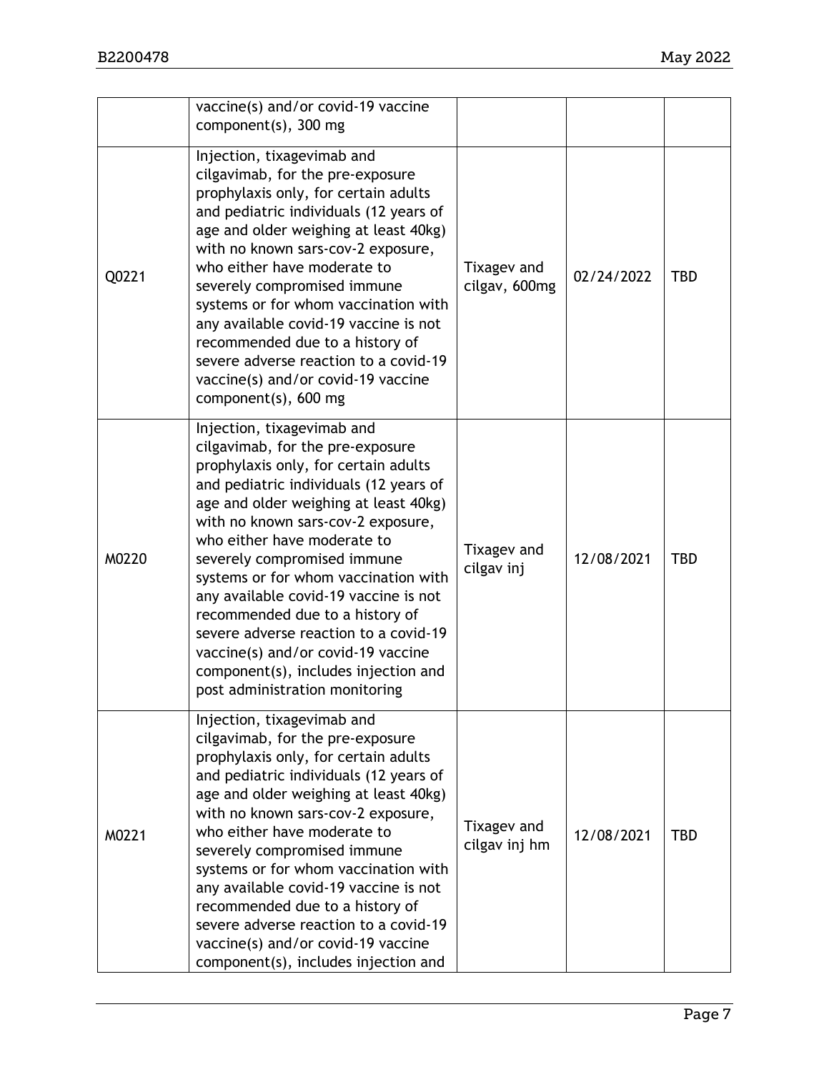| | | | | |
|---|---|---|---|---|
| | vaccine(s) and/or covid-19 vaccine component(s), 300 mg | | | |
| Q0221 | Injection, tixagevimab and cilgavimab, for the pre-exposure prophylaxis only, for certain adults and pediatric individuals (12 years of age and older weighing at least 40kg) with no known sars-cov-2 exposure, who either have moderate to severely compromised immune systems or for whom vaccination with any available covid-19 vaccine is not recommended due to a history of severe adverse reaction to a covid-19 vaccine(s) and/or covid-19 vaccine component(s), 600 mg | Tixagev and cilgav, 600mg | 02/24/2022 | TBD |
| M0220 | Injection, tixagevimab and cilgavimab, for the pre-exposure prophylaxis only, for certain adults and pediatric individuals (12 years of age and older weighing at least 40kg) with no known sars-cov-2 exposure, who either have moderate to severely compromised immune systems or for whom vaccination with any available covid-19 vaccine is not recommended due to a history of severe adverse reaction to a covid-19 vaccine(s) and/or covid-19 vaccine component(s), includes injection and post administration monitoring | Tixagev and cilgav inj | 12/08/2021 | TBD |
| M0221 | Injection, tixagevimab and cilgavimab, for the pre-exposure prophylaxis only, for certain adults and pediatric individuals (12 years of age and older weighing at least 40kg) with no known sars-cov-2 exposure, who either have moderate to severely compromised immune systems or for whom vaccination with any available covid-19 vaccine is not recommended due to a history of severe adverse reaction to a covid-19 vaccine(s) and/or covid-19 vaccine component(s), includes injection and | Tixagev and cilgav inj hm | 12/08/2021 | TBD |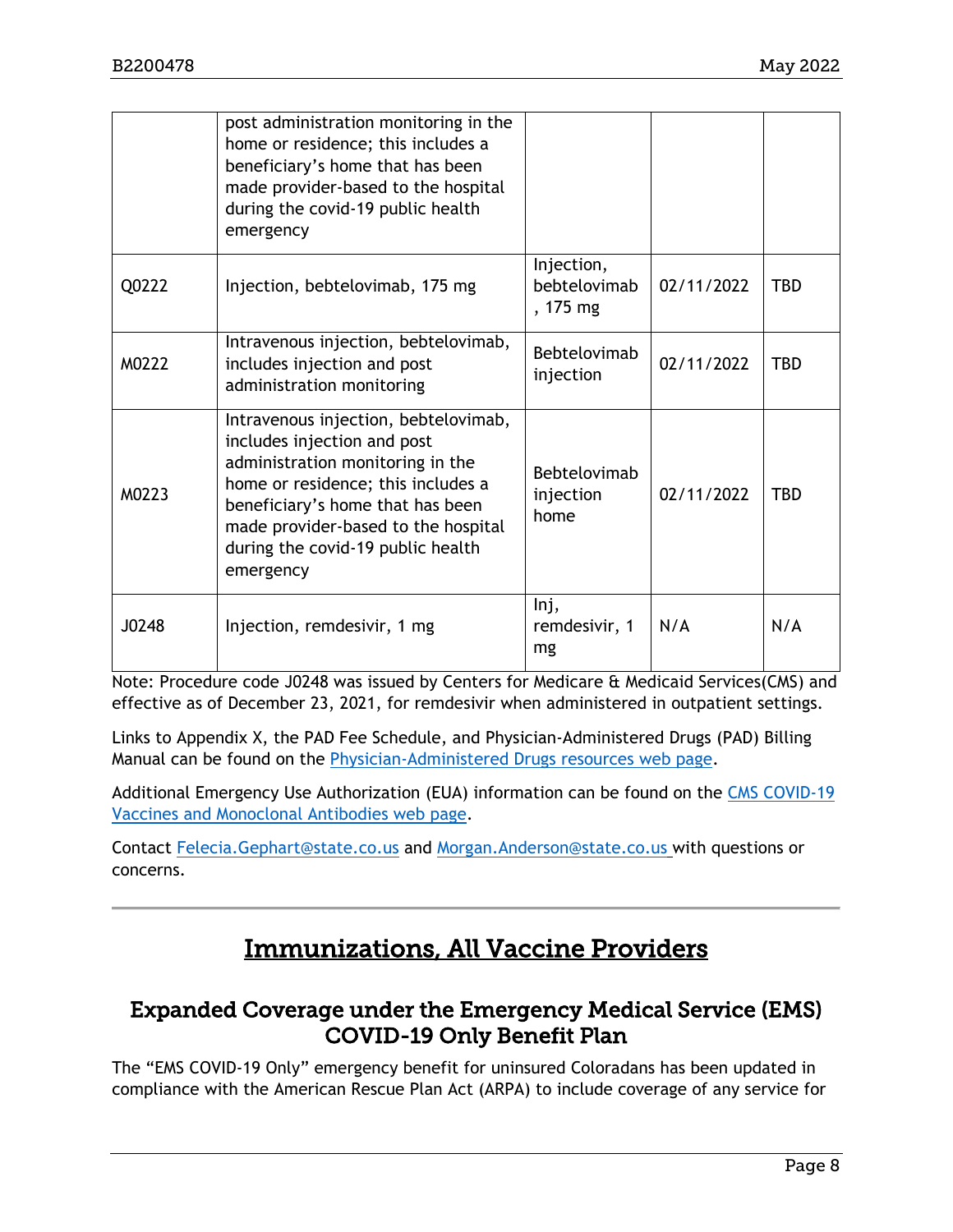|  | post administration monitoring in the home or residence; this includes a beneficiary's home that has been made provider-based to the hospital during the covid-19 public health emergency |  |  |  |
|---|---|---|---|---|
| Q0222 | Injection, bebtelovimab, 175 mg | Injection, bebtelovimab , 175 mg | 02/11/2022 | TBD |
| M0222 | Intravenous injection, bebtelovimab, includes injection and post administration monitoring | Bebtelovimab injection | 02/11/2022 | TBD |
| M0223 | Intravenous injection, bebtelovimab, includes injection and post administration monitoring in the home or residence; this includes a beneficiary's home that has been made provider-based to the hospital during the covid-19 public health emergency | Bebtelovimab injection home | 02/11/2022 | TBD |
| J0248 | Injection, remdesivir, 1 mg | Inj, remdesivir, 1 mg | N/A | N/A |

Note: Procedure code J0248 was issued by Centers for Medicare & Medicaid Services(CMS) and effective as of December 23, 2021, for remdesivir when administered in outpatient settings.

Links to Appendix X, the PAD Fee Schedule, and Physician-Administered Drugs (PAD) Billing Manual can be found on the Physician-Administered Drugs resources web page.

Additional Emergency Use Authorization (EUA) information can be found on the CMS COVID-19 Vaccines and Monoclonal Antibodies web page.

Contact Felecia.Gephart@state.co.us and Morgan.Anderson@state.co.us with questions or concerns.

---

# Immunizations, All Vaccine Providers

## Expanded Coverage under the Emergency Medical Service (EMS) COVID-19 Only Benefit Plan

The "EMS COVID-19 Only" emergency benefit for uninsured Coloradans has been updated in compliance with the American Rescue Plan Act (ARPA) to include coverage of any service for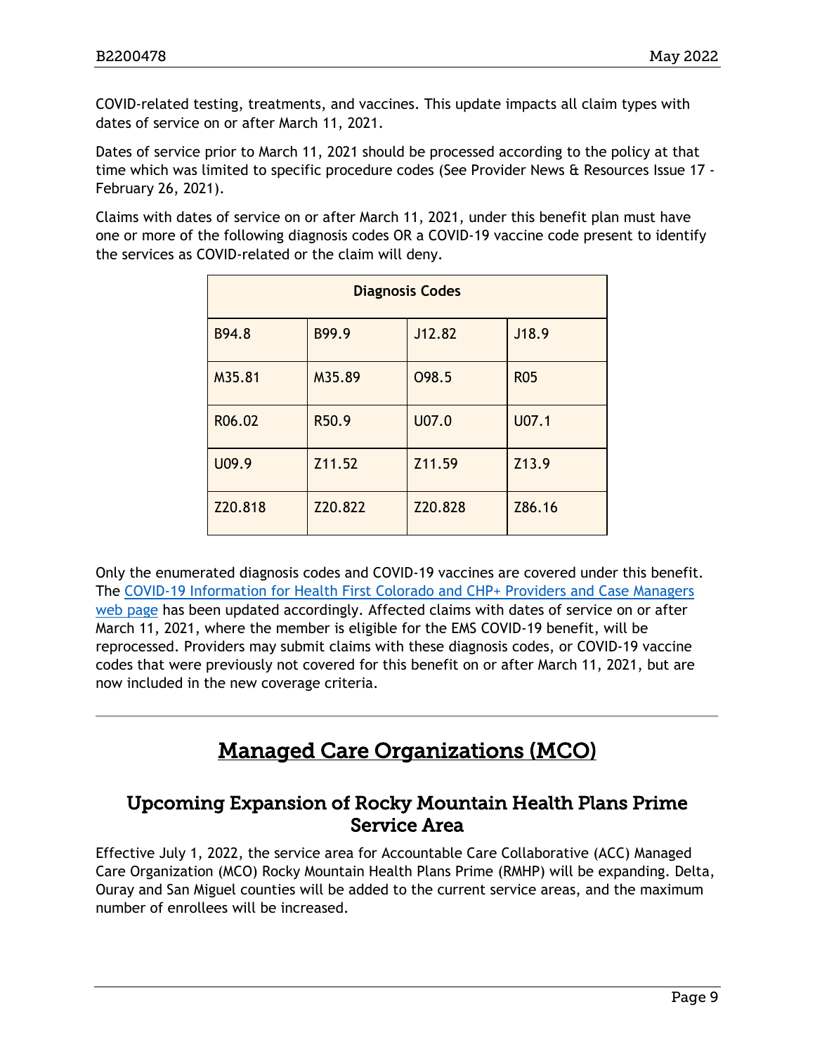COVID-related testing, treatments, and vaccines. This update impacts all claim types with dates of service on or after March 11, 2021.

Dates of service prior to March 11, 2021 should be processed according to the policy at that time which was limited to specific procedure codes (See Provider News & Resources Issue 17 - February 26, 2021).

Claims with dates of service on or after March 11, 2021, under this benefit plan must have one or more of the following diagnosis codes OR a COVID-19 vaccine code present to identify the services as COVID-related or the claim will deny.

| Diagnosis Codes | | | |
|---|---|---|---|
| B94.8 | B99.9 | J12.82 | J18.9 |
| M35.81 | M35.89 | O98.5 | R05 |
| R06.02 | R50.9 | U07.0 | U07.1 |
| U09.9 | Z11.52 | Z11.59 | Z13.9 |
| Z20.818 | Z20.822 | Z20.828 | Z86.16 |

Only the enumerated diagnosis codes and COVID-19 vaccines are covered under this benefit. The [COVID-19 Information for Health First Colorado and CHP+ Providers and Case Managers web page]() has been updated accordingly. Affected claims with dates of service on or after March 11, 2021, where the member is eligible for the EMS COVID-19 benefit, will be reprocessed. Providers may submit claims with these diagnosis codes, or COVID-19 vaccine codes that were previously not covered for this benefit on or after March 11, 2021, but are now included in the new coverage criteria.

---

# Managed Care Organizations (MCO)

## Upcoming Expansion of Rocky Mountain Health Plans Prime Service Area

Effective July 1, 2022, the service area for Accountable Care Collaborative (ACC) Managed Care Organization (MCO) Rocky Mountain Health Plans Prime (RMHP) will be expanding. Delta, Ouray and San Miguel counties will be added to the current service areas, and the maximum number of enrollees will be increased.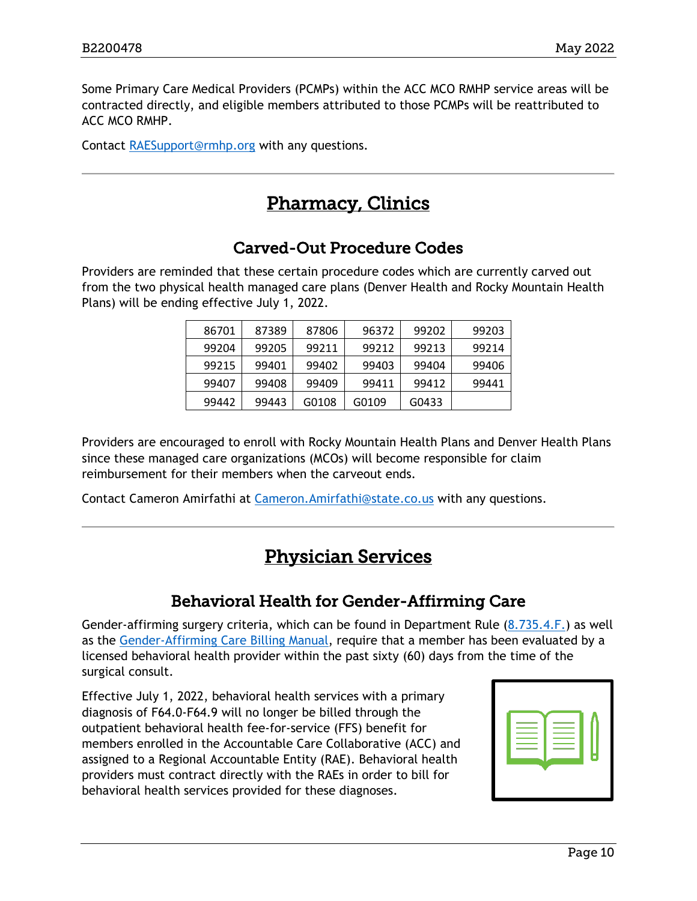Some Primary Care Medical Providers (PCMPs) within the ACC MCO RMHP service areas will be contracted directly, and eligible members attributed to those PCMPs will be reattributed to ACC MCO RMHP.

Contact RAESupport@rmhp.org with any questions.

---

# Pharmacy, Clinics

## Carved-Out Procedure Codes

Providers are reminded that these certain procedure codes which are currently carved out from the two physical health managed care plans (Denver Health and Rocky Mountain Health Plans) will be ending effective July 1, 2022.

| | | | | | |
|---|---|---|---|---|---|
| 86701 | 87389 | 87806 | 96372 | 99202 | 99203 |
| 99204 | 99205 | 99211 | 99212 | 99213 | 99214 |
| 99215 | 99401 | 99402 | 99403 | 99404 | 99406 |
| 99407 | 99408 | 99409 | 99411 | 99412 | 99441 |
| 99442 | 99443 | G0108 | G0109 | G0433 | |

Providers are encouraged to enroll with Rocky Mountain Health Plans and Denver Health Plans since these managed care organizations (MCOs) will become responsible for claim reimbursement for their members when the carveout ends.

Contact Cameron Amirfathi at Cameron.Amirfathi@state.co.us with any questions.

---

# Physician Services

## Behavioral Health for Gender-Affirming Care

Gender-affirming surgery criteria, which can be found in Department Rule (8.735.4.F.) as well as the Gender-Affirming Care Billing Manual, require that a member has been evaluated by a licensed behavioral health provider within the past sixty (60) days from the time of the surgical consult.

Effective July 1, 2022, behavioral health services with a primary diagnosis of F64.0-F64.9 will no longer be billed through the outpatient behavioral health fee-for-service (FFS) benefit for members enrolled in the Accountable Care Collaborative (ACC) and assigned to a Regional Accountable Entity (RAE). Behavioral health providers must contract directly with the RAEs in order to bill for behavioral health services provided for these diagnoses.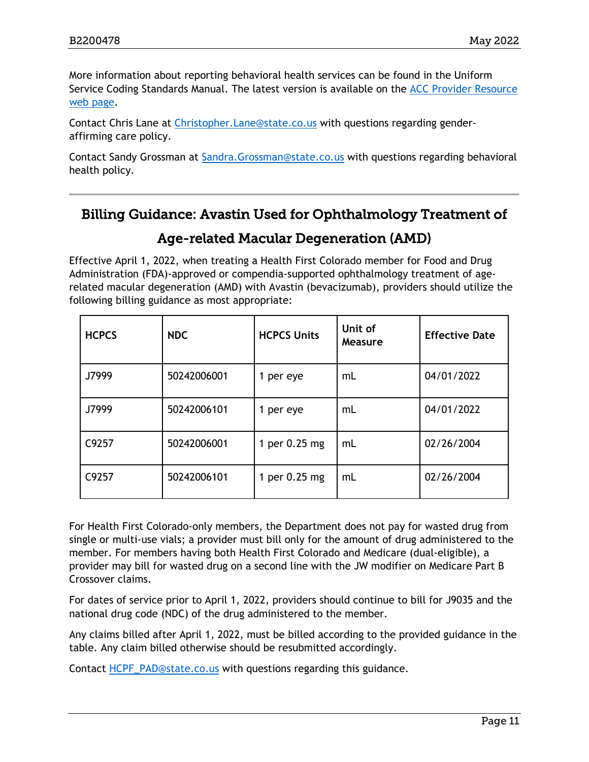More information about reporting behavioral health services can be found in the Uniform Service Coding Standards Manual. The latest version is available on the [ACC Provider Resource web page](ACC Provider Resource web page).

Contact Chris Lane at Christopher.Lane@state.co.us with questions regarding gender-affirming care policy.

Contact Sandy Grossman at Sandra.Grossman@state.co.us with questions regarding behavioral health policy.

---

## Billing Guidance: Avastin Used for Ophthalmology Treatment of Age-related Macular Degeneration (AMD)

Effective April 1, 2022, when treating a Health First Colorado member for Food and Drug Administration (FDA)-approved or compendia-supported ophthalmology treatment of age-related macular degeneration (AMD) with Avastin (bevacizumab), providers should utilize the following billing guidance as most appropriate:

| HCPCS | NDC | HCPCS Units | Unit of Measure | Effective Date |
|---|---|---|---|---|
| J7999 | 50242006001 | 1 per eye | mL | 04/01/2022 |
| J7999 | 50242006101 | 1 per eye | mL | 04/01/2022 |
| C9257 | 50242006001 | 1 per 0.25 mg | mL | 02/26/2004 |
| C9257 | 50242006101 | 1 per 0.25 mg | mL | 02/26/2004 |

For Health First Colorado-only members, the Department does not pay for wasted drug from single or multi-use vials; a provider must bill only for the amount of drug administered to the member. For members having both Health First Colorado and Medicare (dual-eligible), a provider may bill for wasted drug on a second line with the JW modifier on Medicare Part B Crossover claims.

For dates of service prior to April 1, 2022, providers should continue to bill for J9035 and the national drug code (NDC) of the drug administered to the member.

Any claims billed after April 1, 2022, must be billed according to the provided guidance in the table. Any claim billed otherwise should be resubmitted accordingly.

Contact HCPF_PAD@state.co.us with questions regarding this guidance.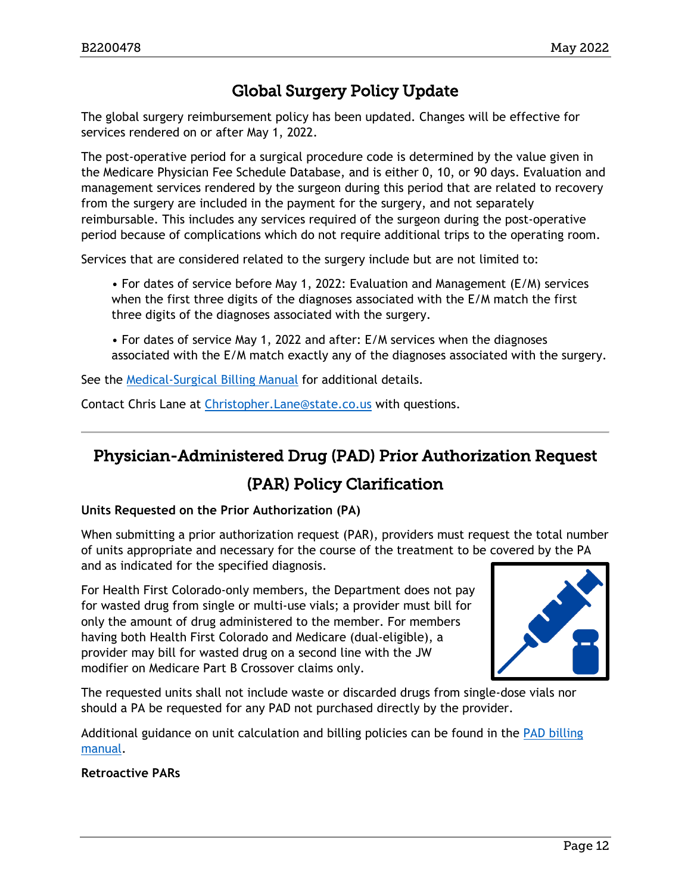## Global Surgery Policy Update

The global surgery reimbursement policy has been updated. Changes will be effective for services rendered on or after May 1, 2022.

The post-operative period for a surgical procedure code is determined by the value given in the Medicare Physician Fee Schedule Database, and is either 0, 10, or 90 days. Evaluation and management services rendered by the surgeon during this period that are related to recovery from the surgery are included in the payment for the surgery, and not separately reimbursable. This includes any services required of the surgeon during the post-operative period because of complications which do not require additional trips to the operating room.

Services that are considered related to the surgery include but are not limited to:

- For dates of service before May 1, 2022: Evaluation and Management (E/M) services when the first three digits of the diagnoses associated with the E/M match the first three digits of the diagnoses associated with the surgery.
- For dates of service May 1, 2022 and after: E/M services when the diagnoses associated with the E/M match exactly any of the diagnoses associated with the surgery.

See the Medical-Surgical Billing Manual for additional details.

Contact Chris Lane at Christopher.Lane@state.co.us with questions.

---

## Physician-Administered Drug (PAD) Prior Authorization Request (PAR) Policy Clarification

**Units Requested on the Prior Authorization (PA)**

When submitting a prior authorization request (PAR), providers must request the total number of units appropriate and necessary for the course of the treatment to be covered by the PA and as indicated for the specified diagnosis.

For Health First Colorado-only members, the Department does not pay for wasted drug from single or multi-use vials; a provider must bill for only the amount of drug administered to the member. For members having both Health First Colorado and Medicare (dual-eligible), a provider may bill for wasted drug on a second line with the JW modifier on Medicare Part B Crossover claims only.

The requested units shall not include waste or discarded drugs from single-dose vials nor should a PA be requested for any PAD not purchased directly by the provider.

Additional guidance on unit calculation and billing policies can be found in the PAD billing manual.

**Retroactive PARs**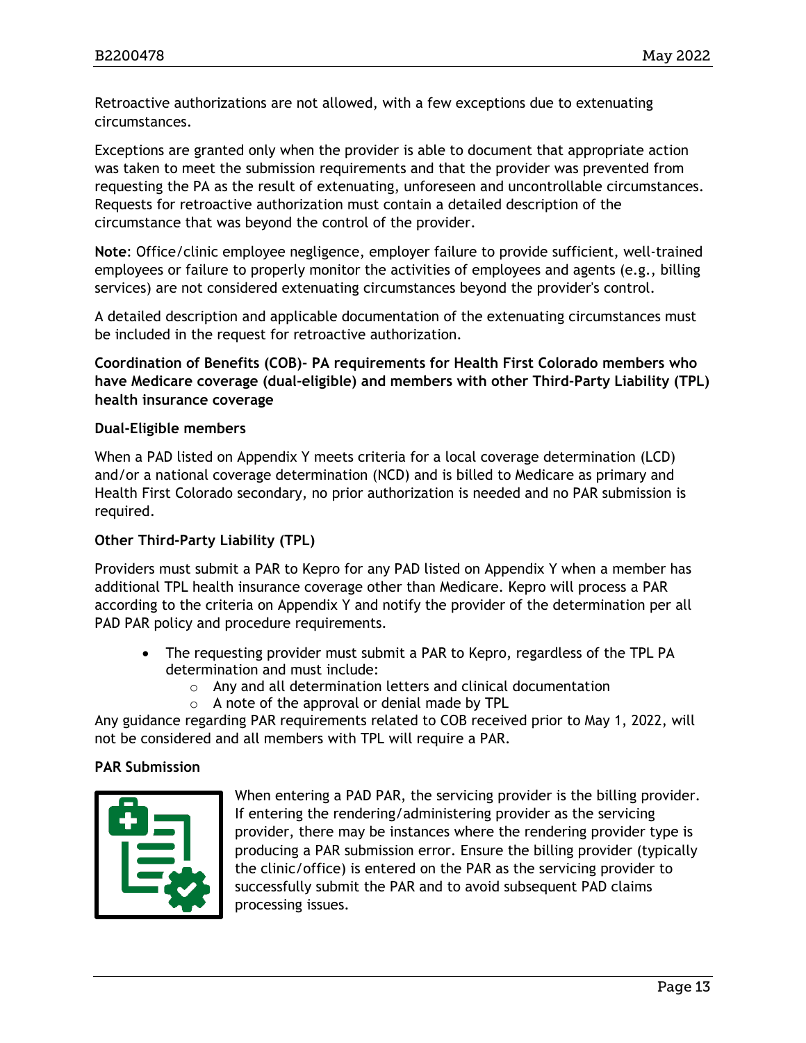Retroactive authorizations are not allowed, with a few exceptions due to extenuating circumstances.

Exceptions are granted only when the provider is able to document that appropriate action was taken to meet the submission requirements and that the provider was prevented from requesting the PA as the result of extenuating, unforeseen and uncontrollable circumstances. Requests for retroactive authorization must contain a detailed description of the circumstance that was beyond the control of the provider.

**Note**: Office/clinic employee negligence, employer failure to provide sufficient, well-trained employees or failure to properly monitor the activities of employees and agents (e.g., billing services) are not considered extenuating circumstances beyond the provider's control.

A detailed description and applicable documentation of the extenuating circumstances must be included in the request for retroactive authorization.

**Coordination of Benefits (COB)- PA requirements for Health First Colorado members who have Medicare coverage (dual-eligible) and members with other Third-Party Liability (TPL) health insurance coverage**

**Dual-Eligible members**

When a PAD listed on Appendix Y meets criteria for a local coverage determination (LCD) and/or a national coverage determination (NCD) and is billed to Medicare as primary and Health First Colorado secondary, no prior authorization is needed and no PAR submission is required.

**Other Third-Party Liability (TPL)**

Providers must submit a PAR to Kepro for any PAD listed on Appendix Y when a member has additional TPL health insurance coverage other than Medicare. Kepro will process a PAR according to the criteria on Appendix Y and notify the provider of the determination per all PAD PAR policy and procedure requirements.

- The requesting provider must submit a PAR to Kepro, regardless of the TPL PA determination and must include:
  - Any and all determination letters and clinical documentation
  - A note of the approval or denial made by TPL

Any guidance regarding PAR requirements related to COB received prior to May 1, 2022, will not be considered and all members with TPL will require a PAR.

**PAR Submission**

When entering a PAD PAR, the servicing provider is the billing provider. If entering the rendering/administering provider as the servicing provider, there may be instances where the rendering provider type is producing a PAR submission error. Ensure the billing provider (typically the clinic/office) is entered on the PAR as the servicing provider to successfully submit the PAR and to avoid subsequent PAD claims processing issues.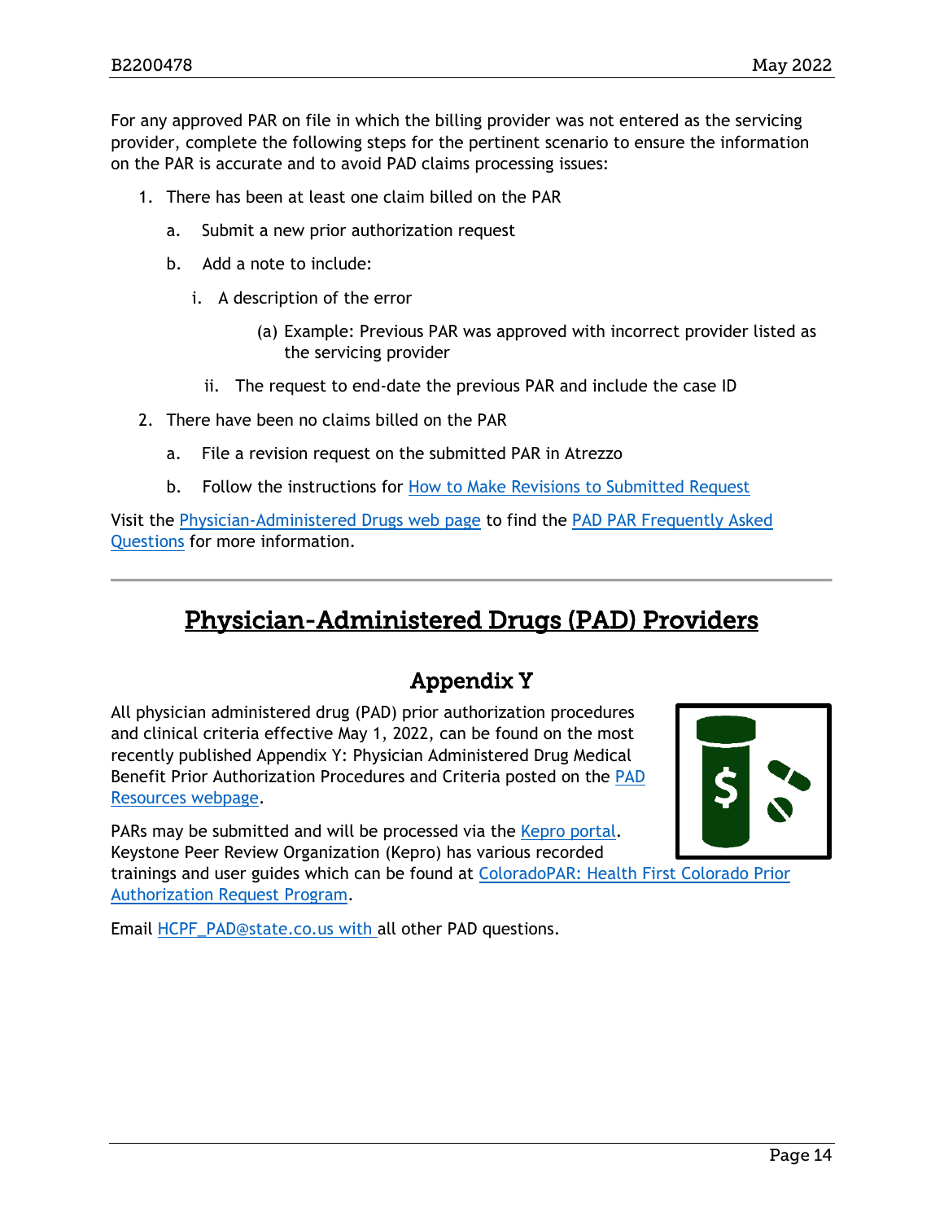For any approved PAR on file in which the billing provider was not entered as the servicing provider, complete the following steps for the pertinent scenario to ensure the information on the PAR is accurate and to avoid PAD claims processing issues:

1. There has been at least one claim billed on the PAR
    a. Submit a new prior authorization request
    b. Add a note to include:
        i. A description of the error
            (a) Example: Previous PAR was approved with incorrect provider listed as the servicing provider
        ii. The request to end-date the previous PAR and include the case ID
2. There have been no claims billed on the PAR
    a. File a revision request on the submitted PAR in Atrezzo
    b. Follow the instructions for How to Make Revisions to Submitted Request

Visit the Physician-Administered Drugs web page to find the PAD PAR Frequently Asked Questions for more information.

---

# Physician-Administered Drugs (PAD) Providers

## Appendix Y

All physician administered drug (PAD) prior authorization procedures and clinical criteria effective May 1, 2022, can be found on the most recently published Appendix Y: Physician Administered Drug Medical Benefit Prior Authorization Procedures and Criteria posted on the PAD Resources webpage.

PARs may be submitted and will be processed via the Kepro portal. Keystone Peer Review Organization (Kepro) has various recorded trainings and user guides which can be found at ColoradoPAR: Health First Colorado Prior Authorization Request Program.

Email HCPF_PAD@state.co.us with all other PAD questions.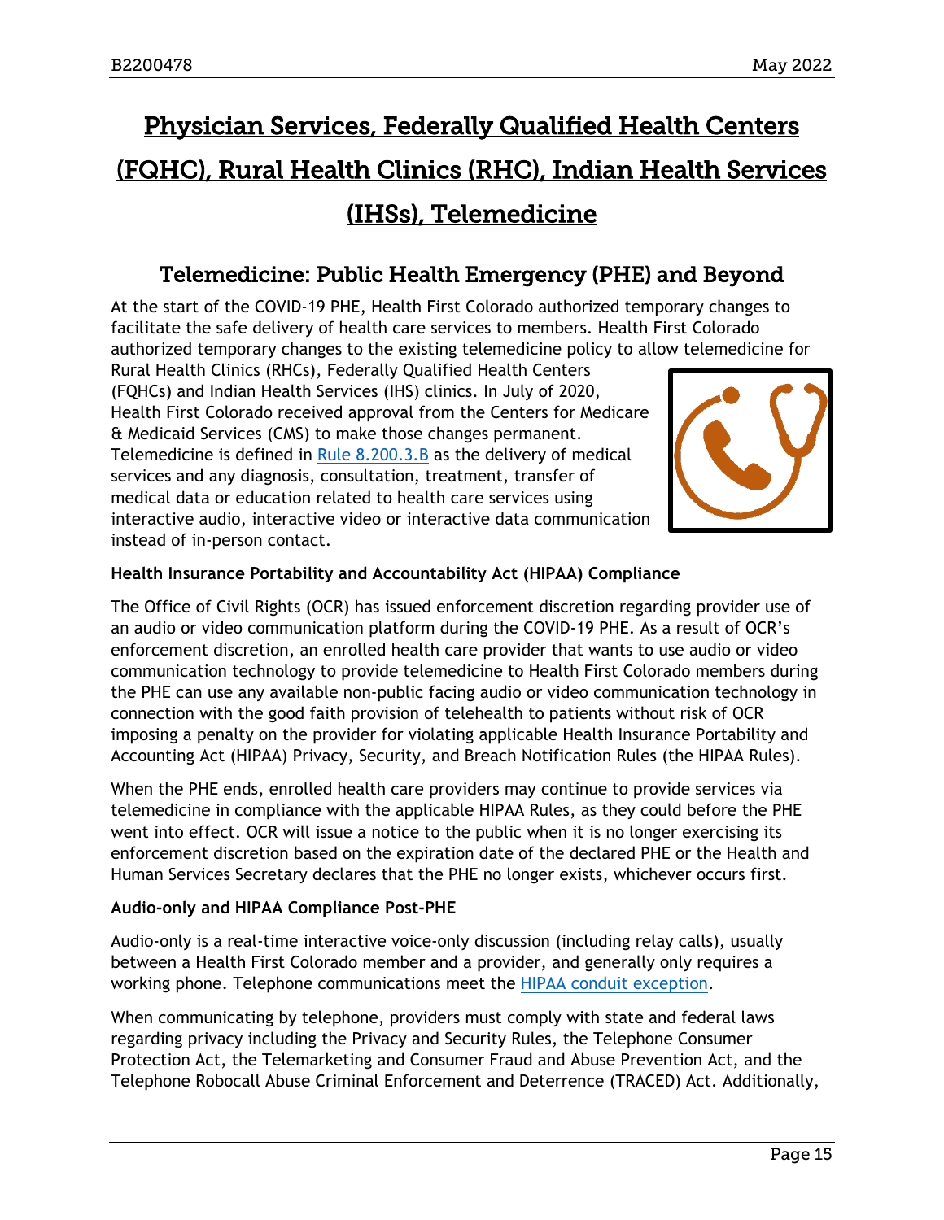# Physician Services, Federally Qualified Health Centers (FQHC), Rural Health Clinics (RHC), Indian Health Services (IHSs), Telemedicine

## Telemedicine: Public Health Emergency (PHE) and Beyond

At the start of the COVID-19 PHE, Health First Colorado authorized temporary changes to facilitate the safe delivery of health care services to members. Health First Colorado authorized temporary changes to the existing telemedicine policy to allow telemedicine for Rural Health Clinics (RHCs), Federally Qualified Health Centers (FQHCs) and Indian Health Services (IHS) clinics. In July of 2020, Health First Colorado received approval from the Centers for Medicare & Medicaid Services (CMS) to make those changes permanent. Telemedicine is defined in Rule 8.200.3.B as the delivery of medical services and any diagnosis, consultation, treatment, transfer of medical data or education related to health care services using interactive audio, interactive video or interactive data communication instead of in-person contact.

**Health Insurance Portability and Accountability Act (HIPAA) Compliance**

The Office of Civil Rights (OCR) has issued enforcement discretion regarding provider use of an audio or video communication platform during the COVID-19 PHE. As a result of OCR's enforcement discretion, an enrolled health care provider that wants to use audio or video communication technology to provide telemedicine to Health First Colorado members during the PHE can use any available non-public facing audio or video communication technology in connection with the good faith provision of telehealth to patients without risk of OCR imposing a penalty on the provider for violating applicable Health Insurance Portability and Accounting Act (HIPAA) Privacy, Security, and Breach Notification Rules (the HIPAA Rules).

When the PHE ends, enrolled health care providers may continue to provide services via telemedicine in compliance with the applicable HIPAA Rules, as they could before the PHE went into effect. OCR will issue a notice to the public when it is no longer exercising its enforcement discretion based on the expiration date of the declared PHE or the Health and Human Services Secretary declares that the PHE no longer exists, whichever occurs first.

**Audio-only and HIPAA Compliance Post-PHE**

Audio-only is a real-time interactive voice-only discussion (including relay calls), usually between a Health First Colorado member and a provider, and generally only requires a working phone. Telephone communications meet the HIPAA conduit exception.

When communicating by telephone, providers must comply with state and federal laws regarding privacy including the Privacy and Security Rules, the Telephone Consumer Protection Act, the Telemarketing and Consumer Fraud and Abuse Prevention Act, and the Telephone Robocall Abuse Criminal Enforcement and Deterrence (TRACED) Act. Additionally,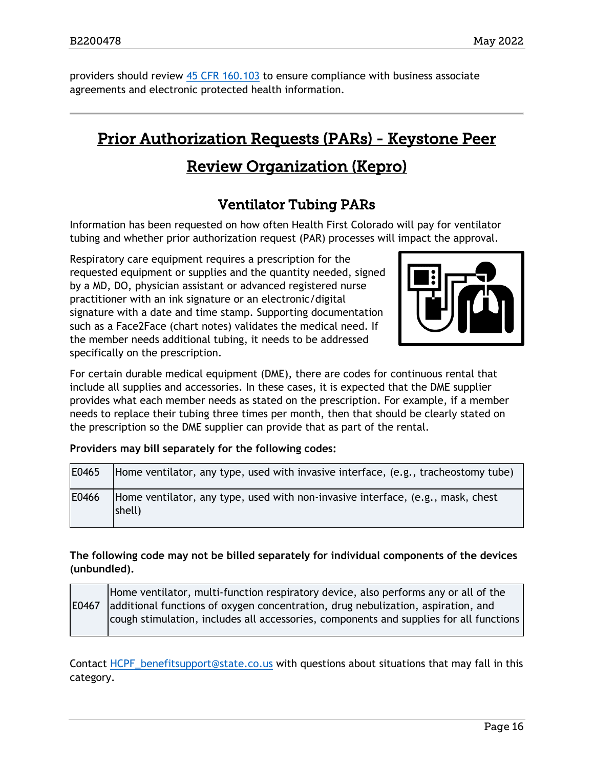providers should review [45 CFR 160.103](45 CFR 160.103) to ensure compliance with business associate agreements and electronic protected health information.

---

# Prior Authorization Requests (PARs) - Keystone Peer Review Organization (Kepro)

## Ventilator Tubing PARs

Information has been requested on how often Health First Colorado will pay for ventilator tubing and whether prior authorization request (PAR) processes will impact the approval.

Respiratory care equipment requires a prescription for the requested equipment or supplies and the quantity needed, signed by a MD, DO, physician assistant or advanced registered nurse practitioner with an ink signature or an electronic/digital signature with a date and time stamp. Supporting documentation such as a Face2Face (chart notes) validates the medical need. If the member needs additional tubing, it needs to be addressed specifically on the prescription.

For certain durable medical equipment (DME), there are codes for continuous rental that include all supplies and accessories. In these cases, it is expected that the DME supplier provides what each member needs as stated on the prescription. For example, if a member needs to replace their tubing three times per month, then that should be clearly stated on the prescription so the DME supplier can provide that as part of the rental.

**Providers may bill separately for the following codes:**

| | |
|---|---|
| E0465 | Home ventilator, any type, used with invasive interface, (e.g., tracheostomy tube) |
| E0466 | Home ventilator, any type, used with non-invasive interface, (e.g., mask, chest shell) |

**The following code may not be billed separately for individual components of the devices (unbundled).**

| | |
|---|---|
| E0467 | Home ventilator, multi-function respiratory device, also performs any or all of the additional functions of oxygen concentration, drug nebulization, aspiration, and cough stimulation, includes all accessories, components and supplies for all functions |

Contact [HCPF_benefitsupport@state.co.us](mailto:HCPF_benefitsupport@state.co.us) with questions about situations that may fall in this category.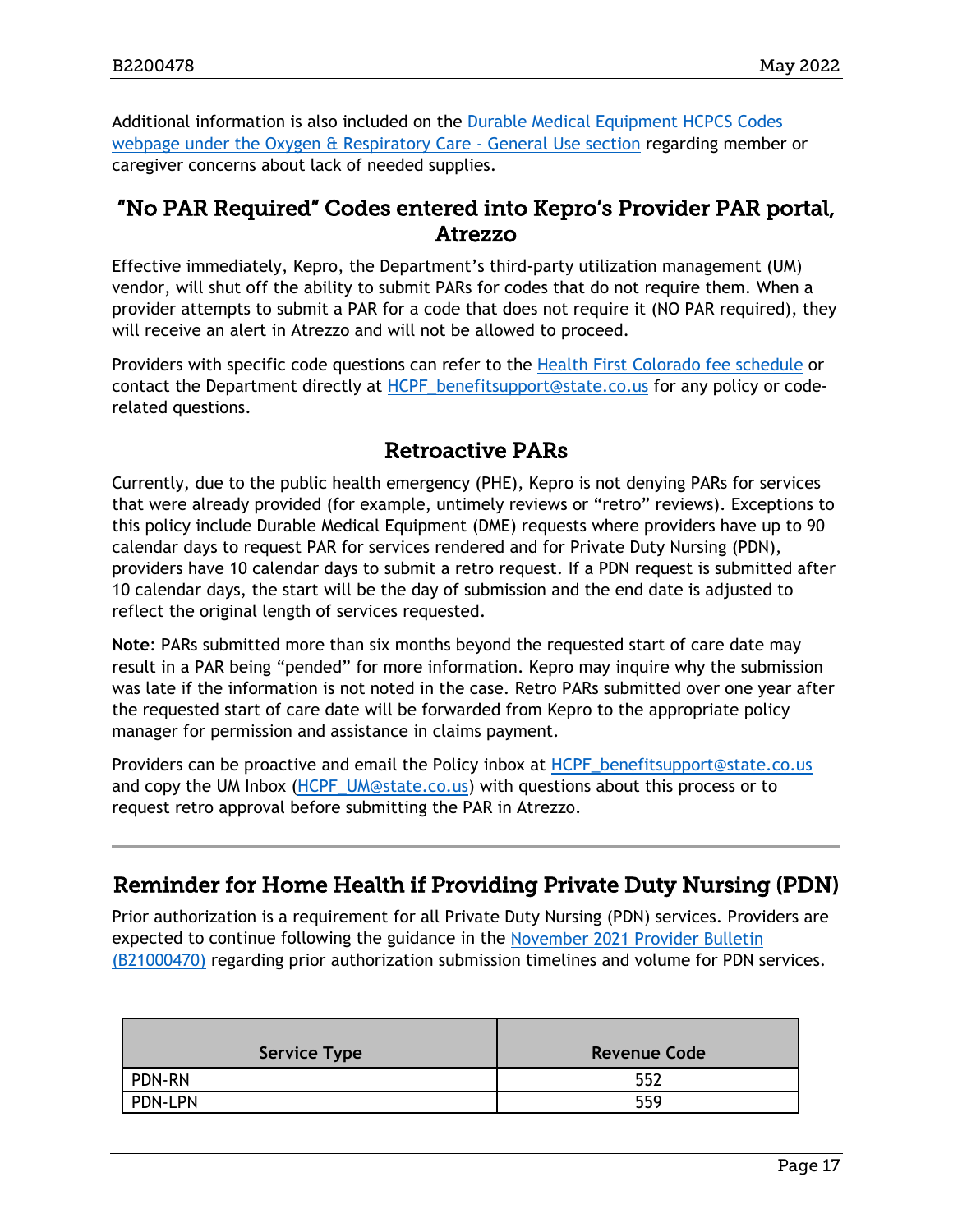Additional information is also included on the [Durable Medical Equipment HCPCS Codes webpage under the Oxygen & Respiratory Care - General Use section](#) regarding member or caregiver concerns about lack of needed supplies.

## "No PAR Required" Codes entered into Kepro's Provider PAR portal, Atrezzo

Effective immediately, Kepro, the Department's third-party utilization management (UM) vendor, will shut off the ability to submit PARs for codes that do not require them. When a provider attempts to submit a PAR for a code that does not require it (NO PAR required), they will receive an alert in Atrezzo and will not be allowed to proceed.

Providers with specific code questions can refer to the [Health First Colorado fee schedule](#) or contact the Department directly at HCPF_benefitsupport@state.co.us for any policy or code-related questions.

## Retroactive PARs

Currently, due to the public health emergency (PHE), Kepro is not denying PARs for services that were already provided (for example, untimely reviews or "retro" reviews). Exceptions to this policy include Durable Medical Equipment (DME) requests where providers have up to 90 calendar days to request PAR for services rendered and for Private Duty Nursing (PDN), providers have 10 calendar days to submit a retro request. If a PDN request is submitted after 10 calendar days, the start will be the day of submission and the end date is adjusted to reflect the original length of services requested.

**Note**: PARs submitted more than six months beyond the requested start of care date may result in a PAR being "pended" for more information. Kepro may inquire why the submission was late if the information is not noted in the case. Retro PARs submitted over one year after the requested start of care date will be forwarded from Kepro to the appropriate policy manager for permission and assistance in claims payment.

Providers can be proactive and email the Policy inbox at HCPF_benefitsupport@state.co.us and copy the UM Inbox (HCPF_UM@state.co.us) with questions about this process or to request retro approval before submitting the PAR in Atrezzo.

---

## Reminder for Home Health if Providing Private Duty Nursing (PDN)

Prior authorization is a requirement for all Private Duty Nursing (PDN) services. Providers are expected to continue following the guidance in the [November 2021 Provider Bulletin (B21000470)](#) regarding prior authorization submission timelines and volume for PDN services.

| Service Type | Revenue Code |
|---|---|
| PDN-RN | 552 |
| PDN-LPN | 559 |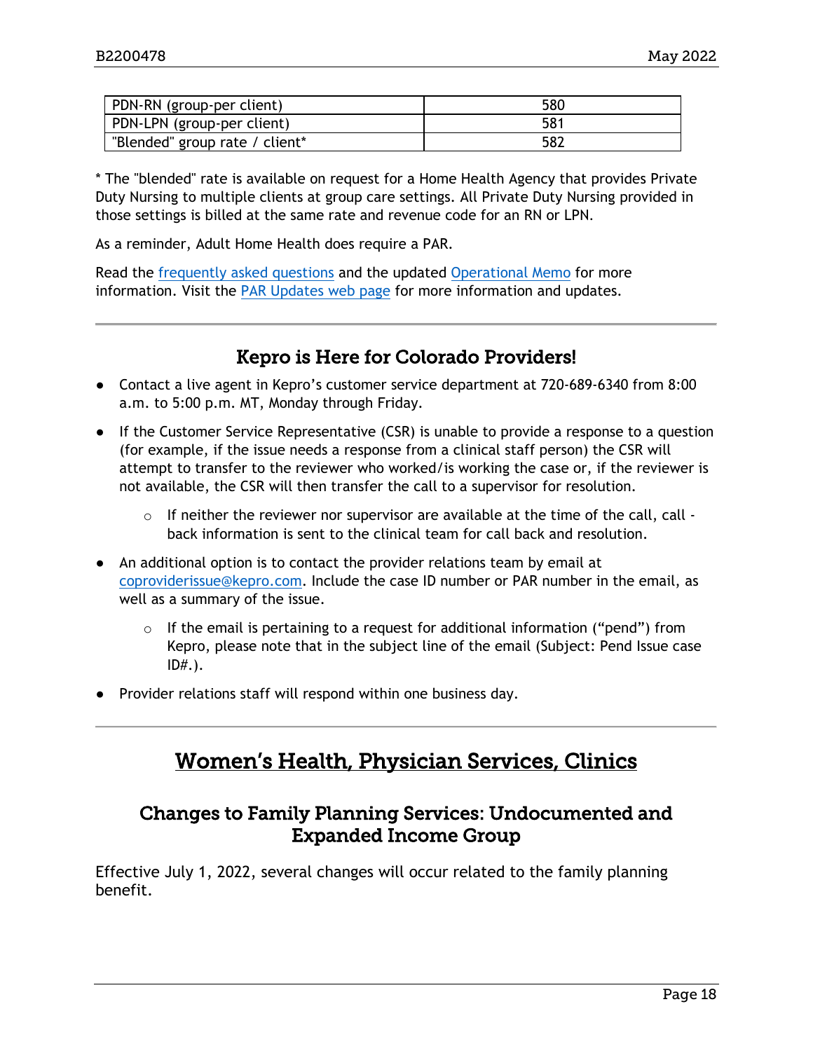| PDN-RN (group-per client) | 580 |
|---|---|
| PDN-LPN (group-per client) | 581 |
| "Blended" group rate / client* | 582 |

* The "blended" rate is available on request for a Home Health Agency that provides Private Duty Nursing to multiple clients at group care settings. All Private Duty Nursing provided in those settings is billed at the same rate and revenue code for an RN or LPN.

As a reminder, Adult Home Health does require a PAR.

Read the frequently asked questions and the updated Operational Memo for more information. Visit the PAR Updates web page for more information and updates.

---

## Kepro is Here for Colorado Providers!

- Contact a live agent in Kepro's customer service department at 720-689-6340 from 8:00 a.m. to 5:00 p.m. MT, Monday through Friday.
- If the Customer Service Representative (CSR) is unable to provide a response to a question (for example, if the issue needs a response from a clinical staff person) the CSR will attempt to transfer to the reviewer who worked/is working the case or, if the reviewer is not available, the CSR will then transfer the call to a supervisor for resolution.
  - If neither the reviewer nor supervisor are available at the time of the call, call - back information is sent to the clinical team for call back and resolution.
- An additional option is to contact the provider relations team by email at coproviderissue@kepro.com. Include the case ID number or PAR number in the email, as well as a summary of the issue.
  - If the email is pertaining to a request for additional information ("pend") from Kepro, please note that in the subject line of the email (Subject: Pend Issue case ID#.).
- Provider relations staff will respond within one business day.

---

# Women's Health, Physician Services, Clinics

## Changes to Family Planning Services: Undocumented and Expanded Income Group

Effective July 1, 2022, several changes will occur related to the family planning benefit.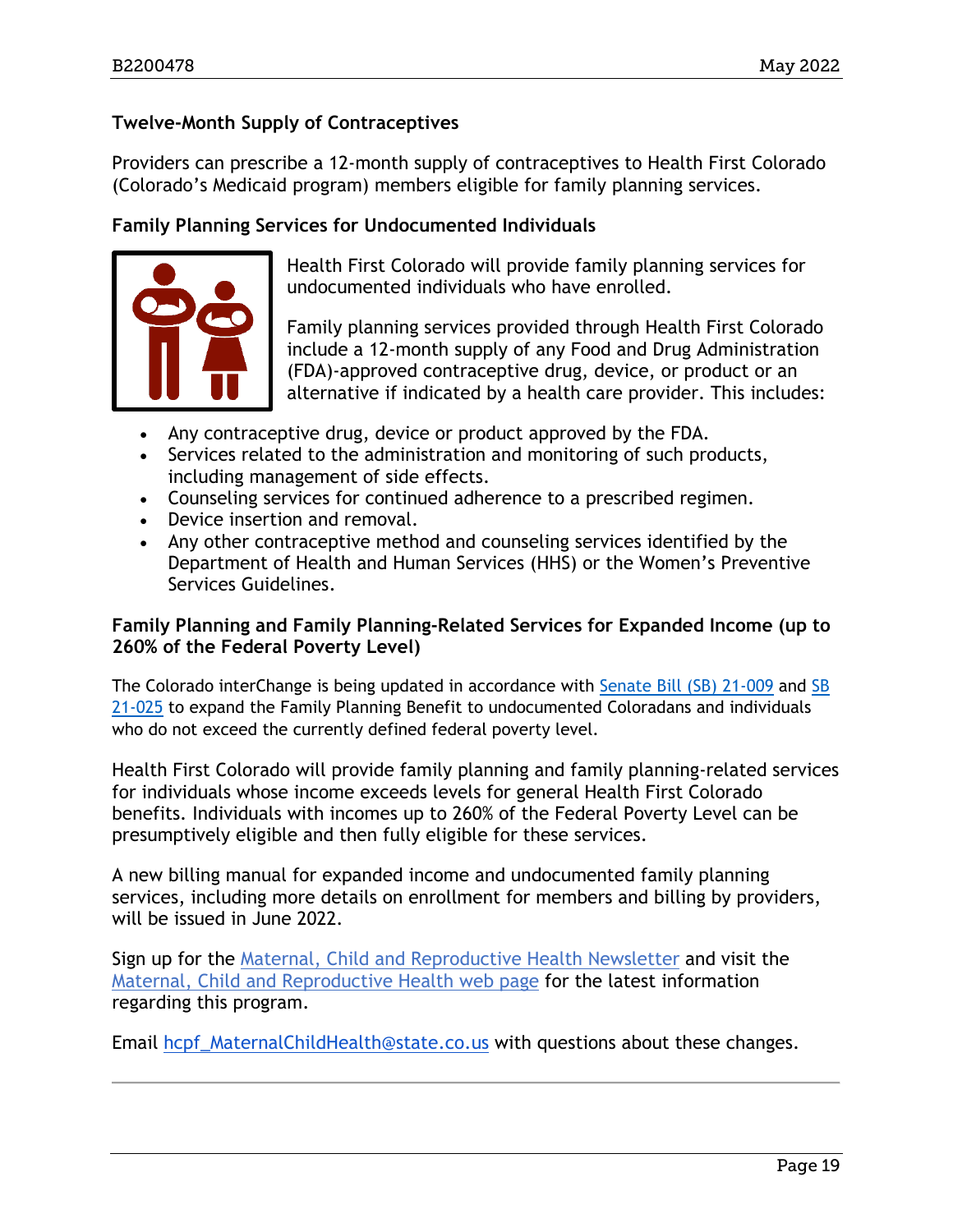### Twelve-Month Supply of Contraceptives

Providers can prescribe a 12-month supply of contraceptives to Health First Colorado (Colorado's Medicaid program) members eligible for family planning services.

### Family Planning Services for Undocumented Individuals

Health First Colorado will provide family planning services for undocumented individuals who have enrolled.

Family planning services provided through Health First Colorado include a 12-month supply of any Food and Drug Administration (FDA)-approved contraceptive drug, device, or product or an alternative if indicated by a health care provider. This includes:

- Any contraceptive drug, device or product approved by the FDA.
- Services related to the administration and monitoring of such products, including management of side effects.
- Counseling services for continued adherence to a prescribed regimen.
- Device insertion and removal.
- Any other contraceptive method and counseling services identified by the Department of Health and Human Services (HHS) or the Women's Preventive Services Guidelines.

### Family Planning and Family Planning-Related Services for Expanded Income (up to 260% of the Federal Poverty Level)

The Colorado interChange is being updated in accordance with Senate Bill (SB) 21-009 and SB 21-025 to expand the Family Planning Benefit to undocumented Coloradans and individuals who do not exceed the currently defined federal poverty level.

Health First Colorado will provide family planning and family planning-related services for individuals whose income exceeds levels for general Health First Colorado benefits. Individuals with incomes up to 260% of the Federal Poverty Level can be presumptively eligible and then fully eligible for these services.

A new billing manual for expanded income and undocumented family planning services, including more details on enrollment for members and billing by providers, will be issued in June 2022.

Sign up for the Maternal, Child and Reproductive Health Newsletter and visit the Maternal, Child and Reproductive Health web page for the latest information regarding this program.

Email hcpf_MaternalChildHealth@state.co.us with questions about these changes.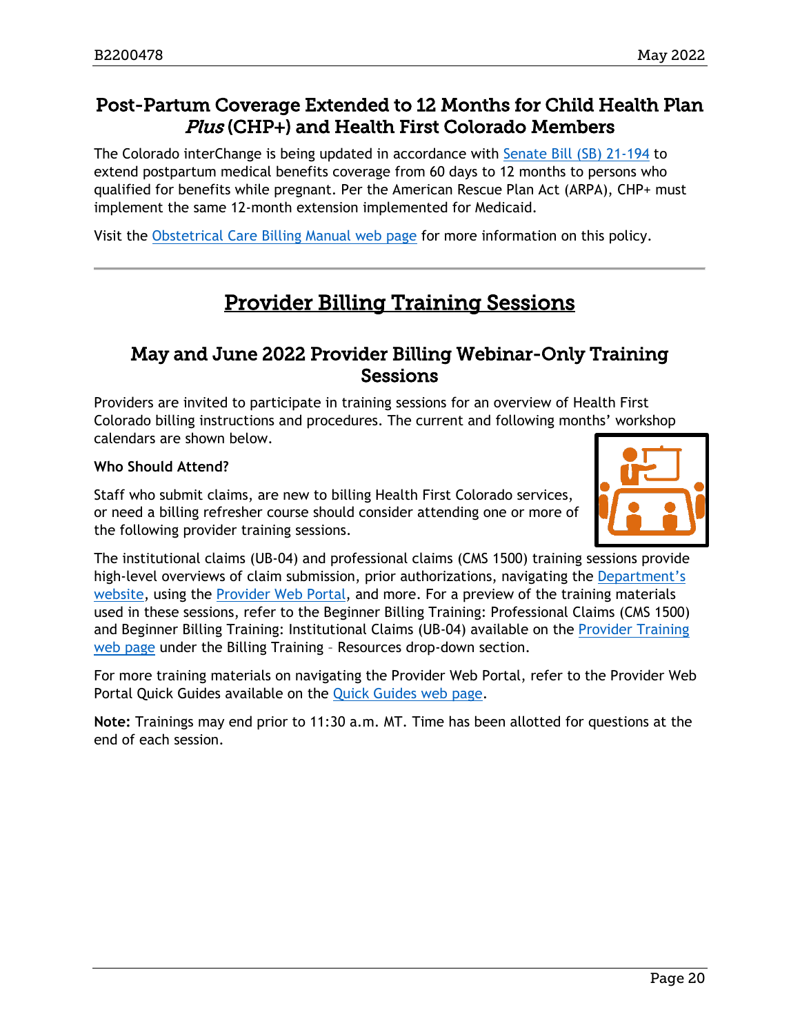## Post-Partum Coverage Extended to 12 Months for Child Health Plan *Plus* (CHP+) and Health First Colorado Members

The Colorado interChange is being updated in accordance with Senate Bill (SB) 21-194 to extend postpartum medical benefits coverage from 60 days to 12 months to persons who qualified for benefits while pregnant. Per the American Rescue Plan Act (ARPA), CHP+ must implement the same 12-month extension implemented for Medicaid.

Visit the Obstetrical Care Billing Manual web page for more information on this policy.

---

# Provider Billing Training Sessions

## May and June 2022 Provider Billing Webinar-Only Training Sessions

Providers are invited to participate in training sessions for an overview of Health First Colorado billing instructions and procedures. The current and following months' workshop calendars are shown below.

**Who Should Attend?**

Staff who submit claims, are new to billing Health First Colorado services, or need a billing refresher course should consider attending one or more of the following provider training sessions.

The institutional claims (UB-04) and professional claims (CMS 1500) training sessions provide high-level overviews of claim submission, prior authorizations, navigating the Department's website, using the Provider Web Portal, and more. For a preview of the training materials used in these sessions, refer to the Beginner Billing Training: Professional Claims (CMS 1500) and Beginner Billing Training: Institutional Claims (UB-04) available on the Provider Training web page under the Billing Training – Resources drop-down section.

For more training materials on navigating the Provider Web Portal, refer to the Provider Web Portal Quick Guides available on the Quick Guides web page.

**Note:** Trainings may end prior to 11:30 a.m. MT. Time has been allotted for questions at the end of each session.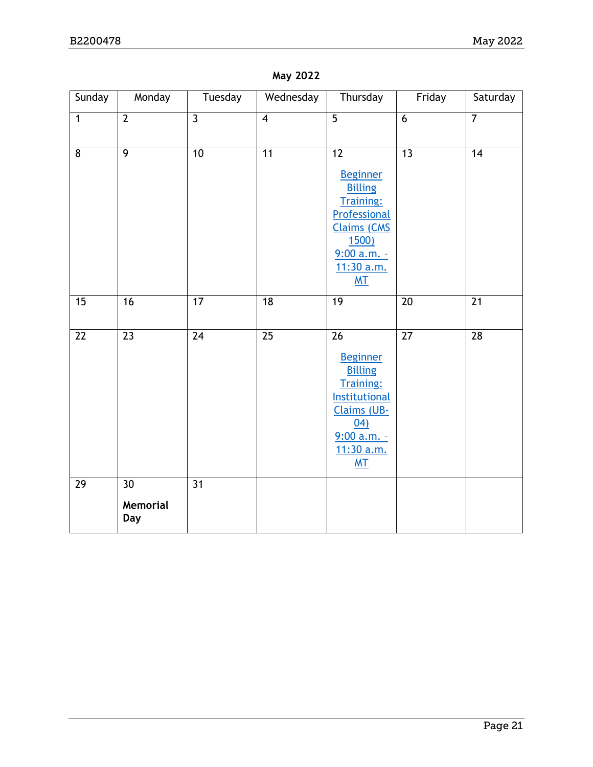**May 2022**

| Sunday | Monday | Tuesday | Wednesday | Thursday | Friday | Saturday |
|---|---|---|---|---|---|---|
| 1 | 2 | 3 | 4 | 5 | 6 | 7 |
| 8 | 9 | 10 | 11 | 12 Beginner Billing Training: Professional Claims (CMS 1500) 9:00 a.m. – 11:30 a.m. MT | 13 | 14 |
| 15 | 16 | 17 | 18 | 19 | 20 | 21 |
| 22 | 23 | 24 | 25 | 26 Beginner Billing Training: Institutional Claims (UB-04) 9:00 a.m. – 11:30 a.m. MT | 27 | 28 |
| 29 | 30 **Memorial Day** | 31 | | | | |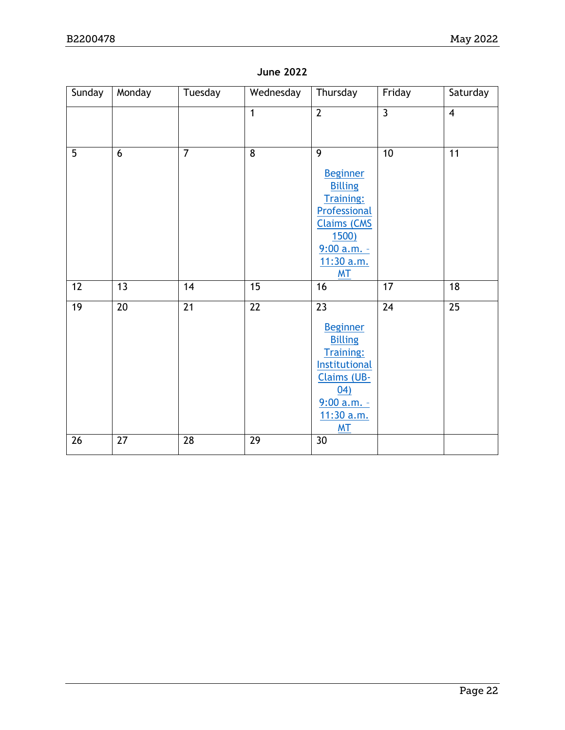**June 2022**

| Sunday | Monday | Tuesday | Wednesday | Thursday | Friday | Saturday |
|---|---|---|---|---|---|---|
| | | | 1 | 2 | 3 | 4 |
| 5 | 6 | 7 | 8 | 9 Beginner Billing Training: Professional Claims (CMS 1500) 9:00 a.m. - 11:30 a.m. MT | 10 | 11 |
| 12 | 13 | 14 | 15 | 16 | 17 | 18 |
| 19 | 20 | 21 | 22 | 23 Beginner Billing Training: Institutional Claims (UB-04) 9:00 a.m. - 11:30 a.m. MT | 24 | 25 |
| 26 | 27 | 28 | 29 | 30 | | |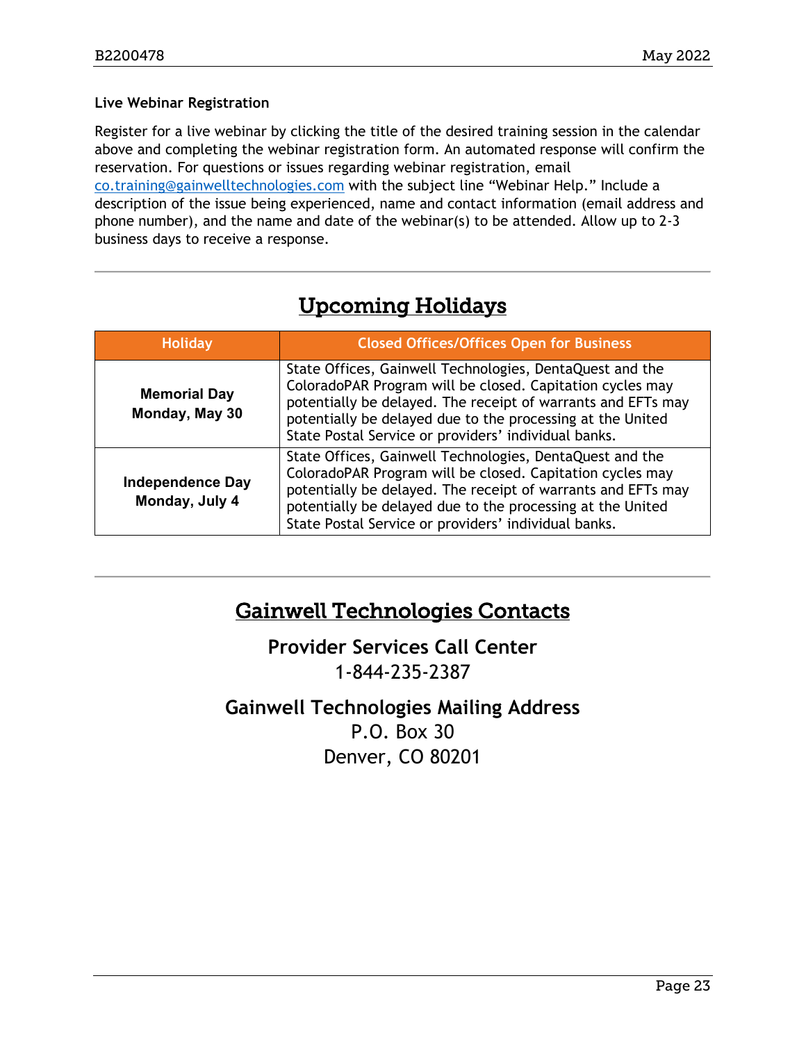### Live Webinar Registration

Register for a live webinar by clicking the title of the desired training session in the calendar above and completing the webinar registration form. An automated response will confirm the reservation. For questions or issues regarding webinar registration, email co.training@gainwelltechnologies.com with the subject line "Webinar Help." Include a description of the issue being experienced, name and contact information (email address and phone number), and the name and date of the webinar(s) to be attended. Allow up to 2-3 business days to receive a response.

---

## Upcoming Holidays

| Holiday | Closed Offices/Offices Open for Business |
|---|---|
| **Memorial Day Monday, May 30** | State Offices, Gainwell Technologies, DentaQuest and the ColoradoPAR Program will be closed. Capitation cycles may potentially be delayed. The receipt of warrants and EFTs may potentially be delayed due to the processing at the United State Postal Service or providers' individual banks. |
| **Independence Day Monday, July 4** | State Offices, Gainwell Technologies, DentaQuest and the ColoradoPAR Program will be closed. Capitation cycles may potentially be delayed. The receipt of warrants and EFTs may potentially be delayed due to the processing at the United State Postal Service or providers' individual banks. |

---

## Gainwell Technologies Contacts

**Provider Services Call Center**
1-844-235-2387

**Gainwell Technologies Mailing Address**
P.O. Box 30
Denver, CO 80201